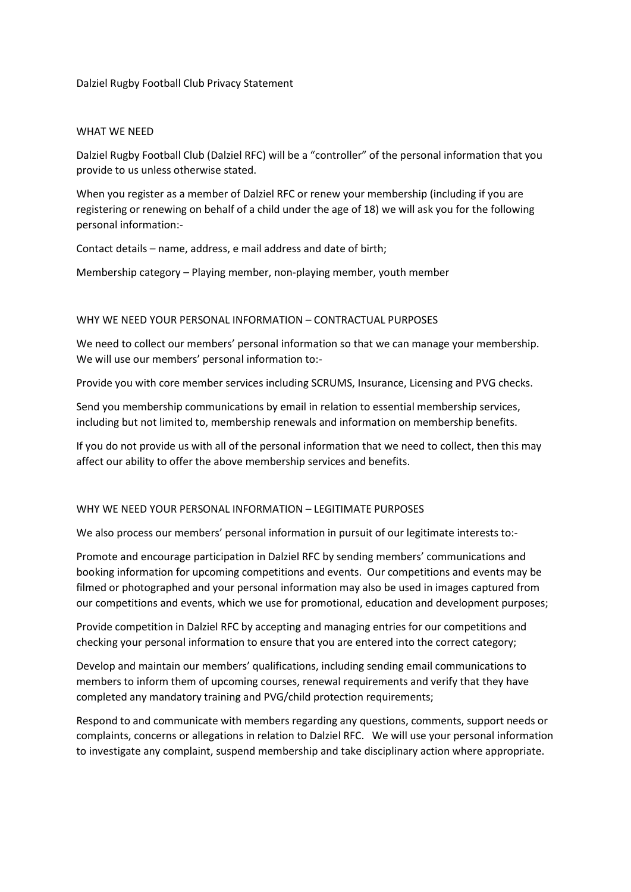# Dalziel Rugby Football Club Privacy Statement

## WHAT WE NEED

Dalziel Rugby Football Club (Dalziel RFC) will be a "controller" of the personal information that you provide to us unless otherwise stated.

When you register as a member of Dalziel RFC or renew your membership (including if you are registering or renewing on behalf of a child under the age of 18) we will ask you for the following personal information:-

Contact details – name, address, e mail address and date of birth;

Membership category – Playing member, non-playing member, youth member

## WHY WE NEED YOUR PERSONAL INFORMATION – CONTRACTUAL PURPOSES

We need to collect our members' personal information so that we can manage your membership. We will use our members' personal information to:-

Provide you with core member services including SCRUMS, Insurance, Licensing and PVG checks.

Send you membership communications by email in relation to essential membership services, including but not limited to, membership renewals and information on membership benefits.

If you do not provide us with all of the personal information that we need to collect, then this may affect our ability to offer the above membership services and benefits.

## WHY WE NEED YOUR PERSONAL INFORMATION – LEGITIMATE PURPOSES

We also process our members' personal information in pursuit of our legitimate interests to:-

Promote and encourage participation in Dalziel RFC by sending members' communications and booking information for upcoming competitions and events. Our competitions and events may be filmed or photographed and your personal information may also be used in images captured from our competitions and events, which we use for promotional, education and development purposes;

Provide competition in Dalziel RFC by accepting and managing entries for our competitions and checking your personal information to ensure that you are entered into the correct category;

Develop and maintain our members' qualifications, including sending email communications to members to inform them of upcoming courses, renewal requirements and verify that they have completed any mandatory training and PVG/child protection requirements;

Respond to and communicate with members regarding any questions, comments, support needs or complaints, concerns or allegations in relation to Dalziel RFC. We will use your personal information to investigate any complaint, suspend membership and take disciplinary action where appropriate.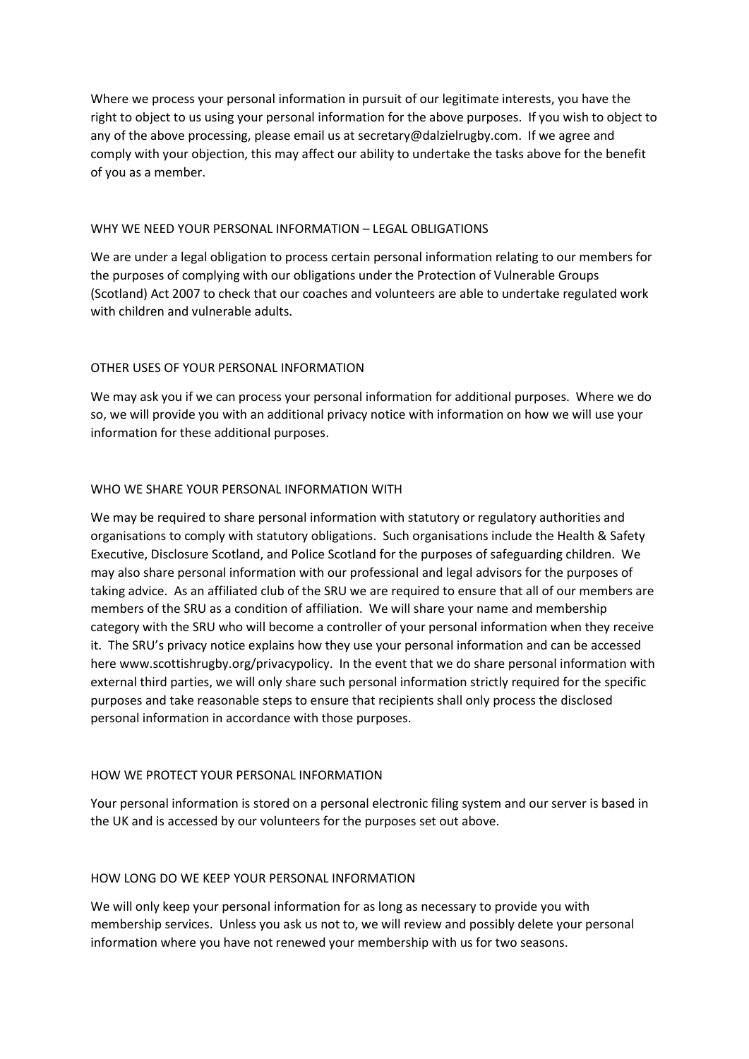Where we process your personal information in pursuit of our legitimate interests, you have the right to object to us using your personal information for the above purposes. If you wish to object to any of the above processing, please email us at secretary@dalzielrugby.com. If we agree and comply with your objection, this may affect our ability to undertake the tasks above for the benefit of you as a member.

## WHY WE NEED YOUR PERSONAL INFORMATION – LEGAL OBLIGATIONS

We are under a legal obligation to process certain personal information relating to our members for the purposes of complying with our obligations under the Protection of Vulnerable Groups (Scotland) Act 2007 to check that our coaches and volunteers are able to undertake regulated work with children and vulnerable adults.

## OTHER USES OF YOUR PERSONAL INFORMATION

We may ask you if we can process your personal information for additional purposes. Where we do so, we will provide you with an additional privacy notice with information on how we will use your information for these additional purposes.

## WHO WE SHARE YOUR PERSONAL INFORMATION WITH

We may be required to share personal information with statutory or regulatory authorities and organisations to comply with statutory obligations. Such organisations include the Health & Safety Executive, Disclosure Scotland, and Police Scotland for the purposes of safeguarding children. We may also share personal information with our professional and legal advisors for the purposes of taking advice. As an affiliated club of the SRU we are required to ensure that all of our members are members of the SRU as a condition of affiliation. We will share your name and membership category with the SRU who will become a controller of your personal information when they receive it. The SRU's privacy notice explains how they use your personal information and can be accessed here www.scottishrugby.org/privacypolicy. In the event that we do share personal information with external third parties, we will only share such personal information strictly required for the specific purposes and take reasonable steps to ensure that recipients shall only process the disclosed personal information in accordance with those purposes.

## HOW WE PROTECT YOUR PERSONAL INFORMATION

Your personal information is stored on a personal electronic filing system and our server is based in the UK and is accessed by our volunteers for the purposes set out above.

## HOW LONG DO WE KEEP YOUR PERSONAL INFORMATION

We will only keep your personal information for as long as necessary to provide you with membership services. Unless you ask us not to, we will review and possibly delete your personal information where you have not renewed your membership with us for two seasons.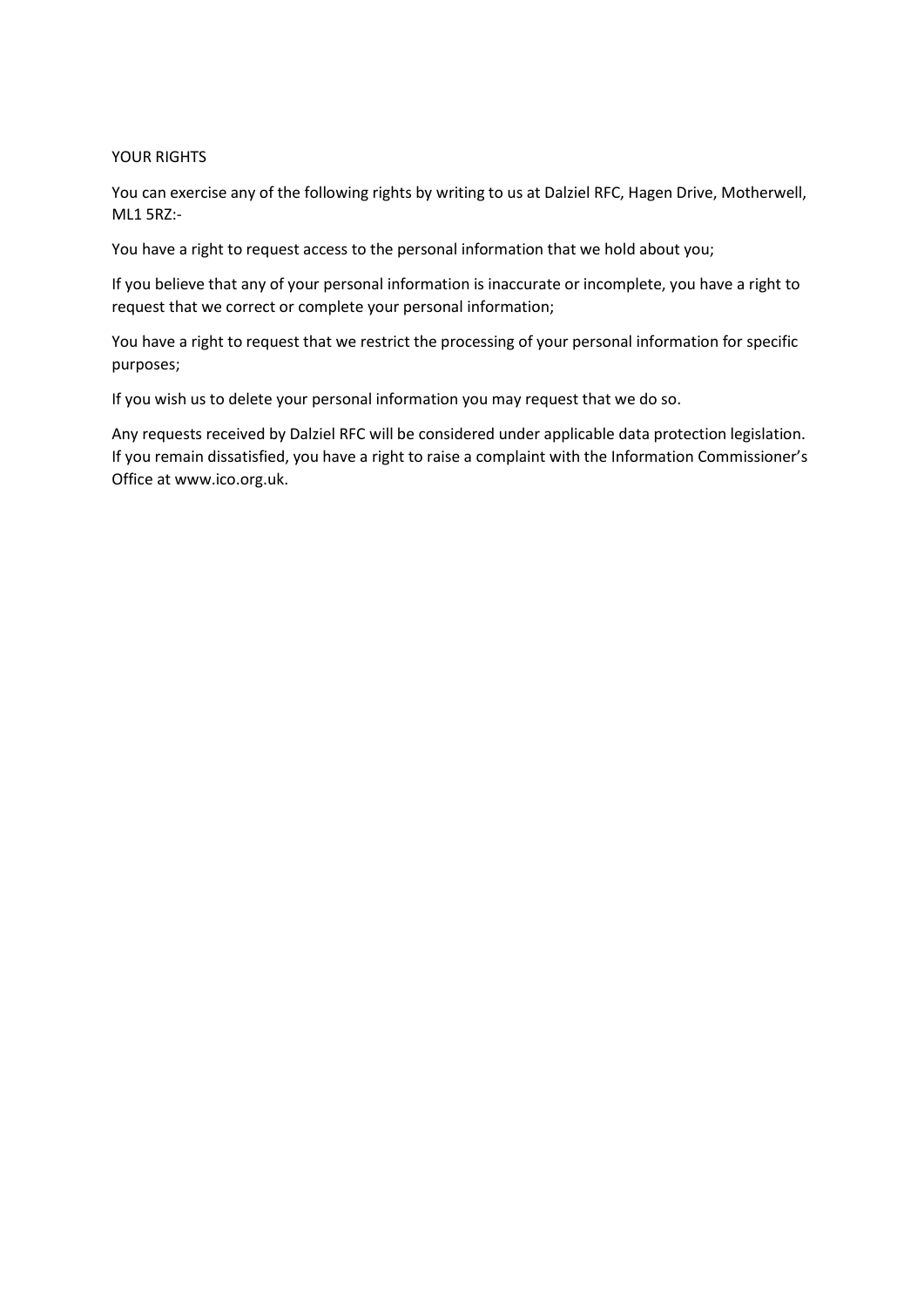## YOUR RIGHTS

You can exercise any of the following rights by writing to us at Dalziel RFC, Hagen Drive, Motherwell, ML1 5RZ:-

You have a right to request access to the personal information that we hold about you;

If you believe that any of your personal information is inaccurate or incomplete, you have a right to request that we correct or complete your personal information;

You have a right to request that we restrict the processing of your personal information for specific purposes;

If you wish us to delete your personal information you may request that we do so.

Any requests received by Dalziel RFC will be considered under applicable data protection legislation. If you remain dissatisfied, you have a right to raise a complaint with the Information Commissioner's Office at www.ico.org.uk.